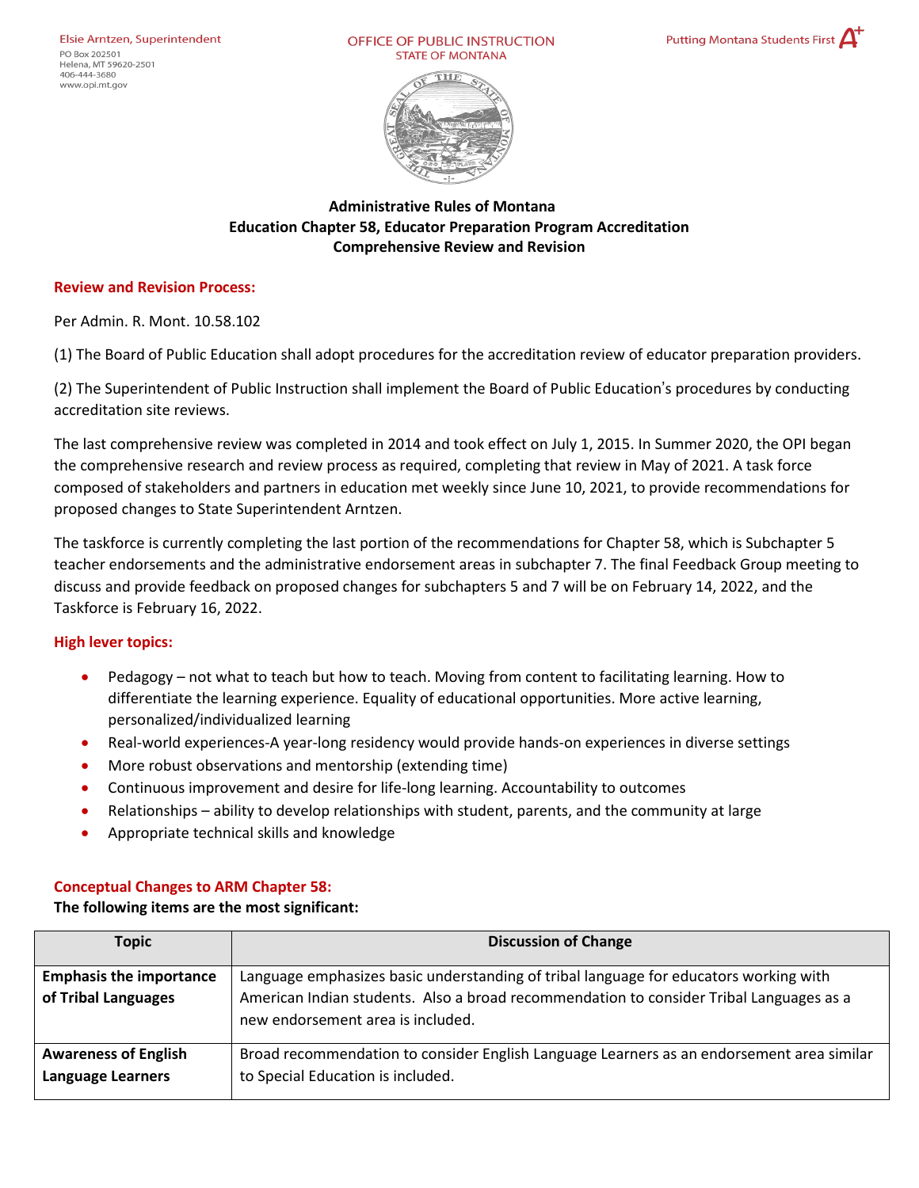Elsie Arntzen, Superintendent
PO Box 202501
Helena, MT 59620-2501
406-444-3680
www.opi.mt.gov

OFFICE OF PUBLIC INSTRUCTION
STATE OF MONTANA

Putting Montana Students First A+

**Administrative Rules of Montana**
**Education Chapter 58, Educator Preparation Program Accreditation**
**Comprehensive Review and Revision**

## Review and Revision Process:

Per Admin. R. Mont. 10.58.102

(1) The Board of Public Education shall adopt procedures for the accreditation review of educator preparation providers.

(2) The Superintendent of Public Instruction shall implement the Board of Public Education's procedures by conducting accreditation site reviews.

The last comprehensive review was completed in 2014 and took effect on July 1, 2015. In Summer 2020, the OPI began the comprehensive research and review process as required, completing that review in May of 2021. A task force composed of stakeholders and partners in education met weekly since June 10, 2021, to provide recommendations for proposed changes to State Superintendent Arntzen.

The taskforce is currently completing the last portion of the recommendations for Chapter 58, which is Subchapter 5 teacher endorsements and the administrative endorsement areas in subchapter 7. The final Feedback Group meeting to discuss and provide feedback on proposed changes for subchapters 5 and 7 will be on February 14, 2022, and the Taskforce is February 16, 2022.

## High lever topics:

- Pedagogy – not what to teach but how to teach. Moving from content to facilitating learning. How to differentiate the learning experience. Equality of educational opportunities. More active learning, personalized/individualized learning
- Real-world experiences-A year-long residency would provide hands-on experiences in diverse settings
- More robust observations and mentorship (extending time)
- Continuous improvement and desire for life-long learning. Accountability to outcomes
- Relationships – ability to develop relationships with student, parents, and the community at large
- Appropriate technical skills and knowledge

## Conceptual Changes to ARM Chapter 58:

**The following items are the most significant:**

| Topic | Discussion of Change |
|---|---|
| **Emphasis the importance of Tribal Languages** | Language emphasizes basic understanding of tribal language for educators working with American Indian students. Also a broad recommendation to consider Tribal Languages as a new endorsement area is included. |
| **Awareness of English Language Learners** | Broad recommendation to consider English Language Learners as an endorsement area similar to Special Education is included. |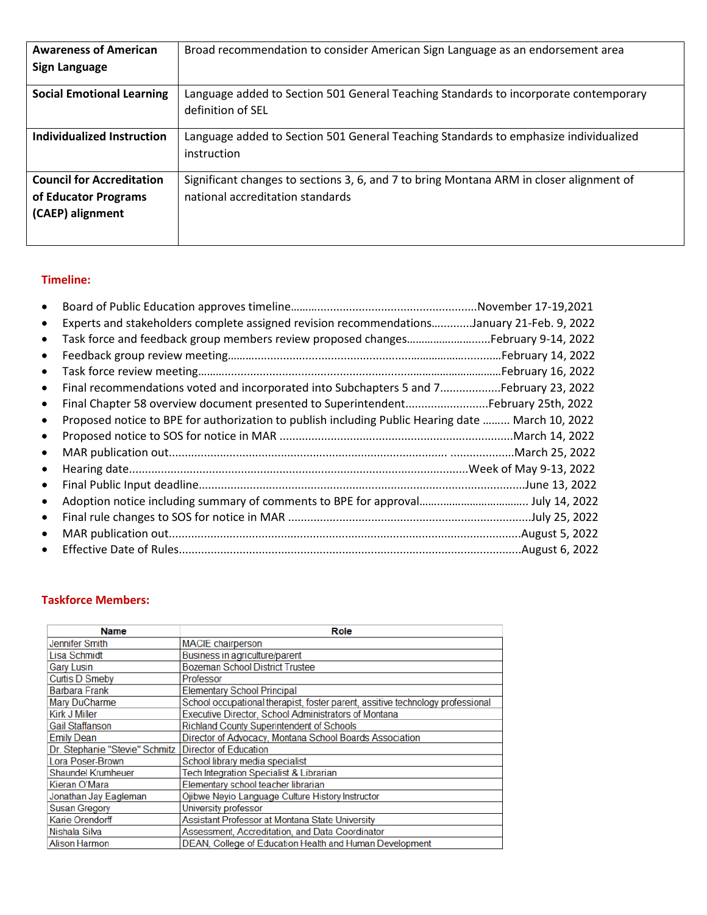| | |
|---|---|
| **Awareness of American Sign Language** | Broad recommendation to consider American Sign Language as an endorsement area |
| **Social Emotional Learning** | Language added to Section 501 General Teaching Standards to incorporate contemporary definition of SEL |
| **Individualized Instruction** | Language added to Section 501 General Teaching Standards to emphasize individualized instruction |
| **Council for Accreditation of Educator Programs (CAEP) alignment** | Significant changes to sections 3, 6, and 7 to bring Montana ARM in closer alignment of national accreditation standards |

**Timeline:**

- Board of Public Education approves timeline..........................................................November 17-19,2021
- Experts and stakeholders complete assigned revision recommendations............January 21-Feb. 9, 2022
- Task force and feedback group members review proposed changes...........................February 9-14, 2022
- Feedback group review meeting.......................................................................................February 14, 2022
- Task force review meeting................................................................................................February 16, 2022
- Final recommendations voted and incorporated into Subchapters 5 and 7..................February 23, 2022
- Final Chapter 58 overview document presented to Superintendent..........................February 25th, 2022
- Proposed notice to BPE for authorization to publish including Public Hearing date ......... March 10, 2022
- Proposed notice to SOS for notice in MAR ........................................................................March 14, 2022
- MAR publication out......................................................................................... ...................March 25, 2022
- Hearing date........................................................................................................Week of May 9-13, 2022
- Final Public Input deadline.....................................................................................................June 13, 2022
- Adoption notice including summary of comments to BPE for approval.................................... July 14, 2022
- Final rule changes to SOS for notice in MAR ...........................................................................July 25, 2022
- MAR publication out.............................................................................................................August 5, 2022
- Effective Date of Rules..........................................................................................................August 6, 2022

**Taskforce Members:**

| Name | Role |
|---|---|
| Jennifer Smith | MACIE chairperson |
| Lisa Schmidt | Business in agriculture/parent |
| Gary Lusin | Bozeman School District Trustee |
| Curtis D Smeby | Professor |
| Barbara Frank | Elementary School Principal |
| Mary DuCharme | School occupational therapist, foster parent, assitive technology professional |
| Kirk J Miller | Executive Director, School Administrators of Montana |
| Gail Staffanson | Richland County Superintendent of Schools |
| Emily Dean | Director of Advocacy, Montana School Boards Association |
| Dr. Stephanie "Stevie" Schmitz | Director of Education |
| Lora Poser-Brown | School library media specialist |
| Shaundel Krumheuer | Tech Integration Specialist & Librarian |
| Kieran O'Mara | Elementary school teacher librarian |
| Jonathan Jay Eagleman | Ojibwe Neyio Language Culture History Instructor |
| Susan Gregory | University professor |
| Karie Orendorff | Assistant Professor at Montana State University |
| Nishala Silva | Assessment, Accreditation, and Data Coordinator |
| Alison Harmon | DEAN, College of Education Health and Human Development |